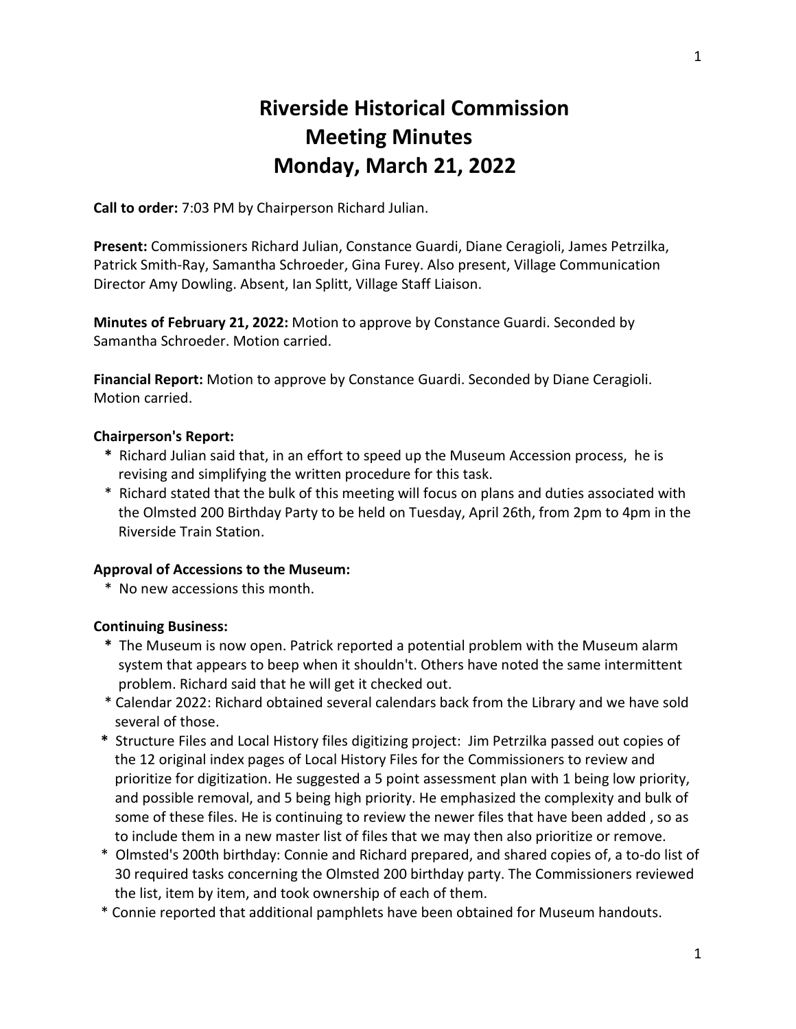# Riverside Historical Commission Meeting Minutes Monday, March 21, 2022

**Call to order:** 7:03 PM by Chairperson Richard Julian.

**Present:** Commissioners Richard Julian, Constance Guardi, Diane Ceragioli, James Petrzilka, Patrick Smith-Ray, Samantha Schroeder, Gina Furey. Also present, Village Communication Director Amy Dowling. Absent, Ian Splitt, Village Staff Liaison.

**Minutes of February 21, 2022:** Motion to approve by Constance Guardi. Seconded by Samantha Schroeder. Motion carried.

**Financial Report:** Motion to approve by Constance Guardi. Seconded by Diane Ceragioli. Motion carried.

**Chairperson's Report:**

* Richard Julian said that, in an effort to speed up the Museum Accession process, he is revising and simplifying the written procedure for this task.
* Richard stated that the bulk of this meeting will focus on plans and duties associated with the Olmsted 200 Birthday Party to be held on Tuesday, April 26th, from 2pm to 4pm in the Riverside Train Station.

**Approval of Accessions to the Museum:**

* No new accessions this month.

**Continuing Business:**

* The Museum is now open. Patrick reported a potential problem with the Museum alarm system that appears to beep when it shouldn't. Others have noted the same intermittent problem. Richard said that he will get it checked out.
* Calendar 2022: Richard obtained several calendars back from the Library and we have sold several of those.
* Structure Files and Local History files digitizing project: Jim Petrzilka passed out copies of the 12 original index pages of Local History Files for the Commissioners to review and prioritize for digitization. He suggested a 5 point assessment plan with 1 being low priority, and possible removal, and 5 being high priority. He emphasized the complexity and bulk of some of these files. He is continuing to review the newer files that have been added , so as to include them in a new master list of files that we may then also prioritize or remove.
* Olmsted's 200th birthday: Connie and Richard prepared, and shared copies of, a to-do list of 30 required tasks concerning the Olmsted 200 birthday party. The Commissioners reviewed the list, item by item, and took ownership of each of them.
* Connie reported that additional pamphlets have been obtained for Museum handouts.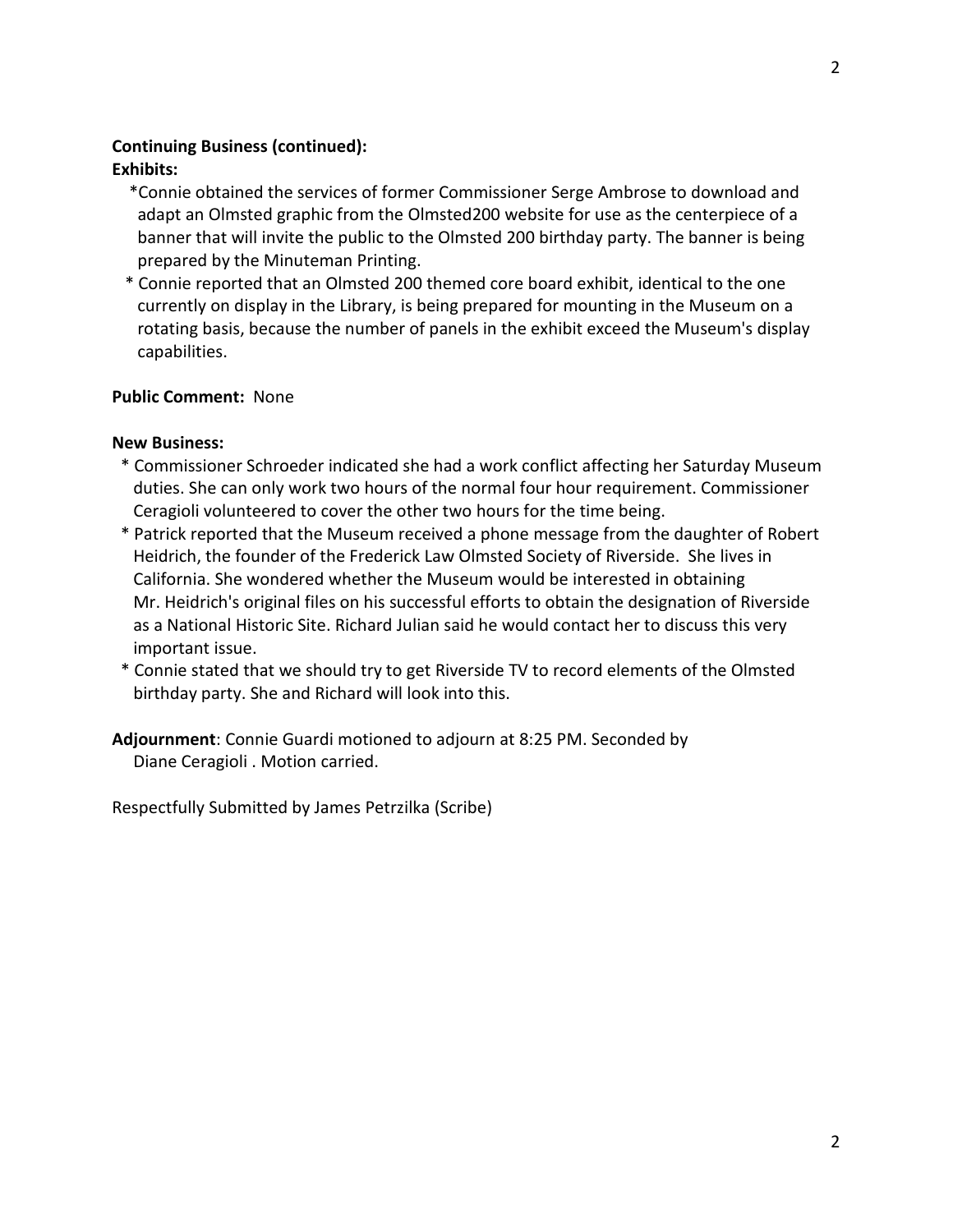**Continuing Business (continued):**

**Exhibits:**

* Connie obtained the services of former Commissioner Serge Ambrose to download and adapt an Olmsted graphic from the Olmsted200 website for use as the centerpiece of a banner that will invite the public to the Olmsted 200 birthday party. The banner is being prepared by the Minuteman Printing.
* Connie reported that an Olmsted 200 themed core board exhibit, identical to the one currently on display in the Library, is being prepared for mounting in the Museum on a rotating basis, because the number of panels in the exhibit exceed the Museum's display capabilities.

**Public Comment:** None

**New Business:**

* Commissioner Schroeder indicated she had a work conflict affecting her Saturday Museum duties. She can only work two hours of the normal four hour requirement. Commissioner Ceragioli volunteered to cover the other two hours for the time being.
* Patrick reported that the Museum received a phone message from the daughter of Robert Heidrich, the founder of the Frederick Law Olmsted Society of Riverside. She lives in California. She wondered whether the Museum would be interested in obtaining Mr. Heidrich's original files on his successful efforts to obtain the designation of Riverside as a National Historic Site. Richard Julian said he would contact her to discuss this very important issue.
* Connie stated that we should try to get Riverside TV to record elements of the Olmsted birthday party. She and Richard will look into this.

**Adjournment**: Connie Guardi motioned to adjourn at 8:25 PM. Seconded by Diane Ceragioli . Motion carried.

Respectfully Submitted by James Petrzilka (Scribe)